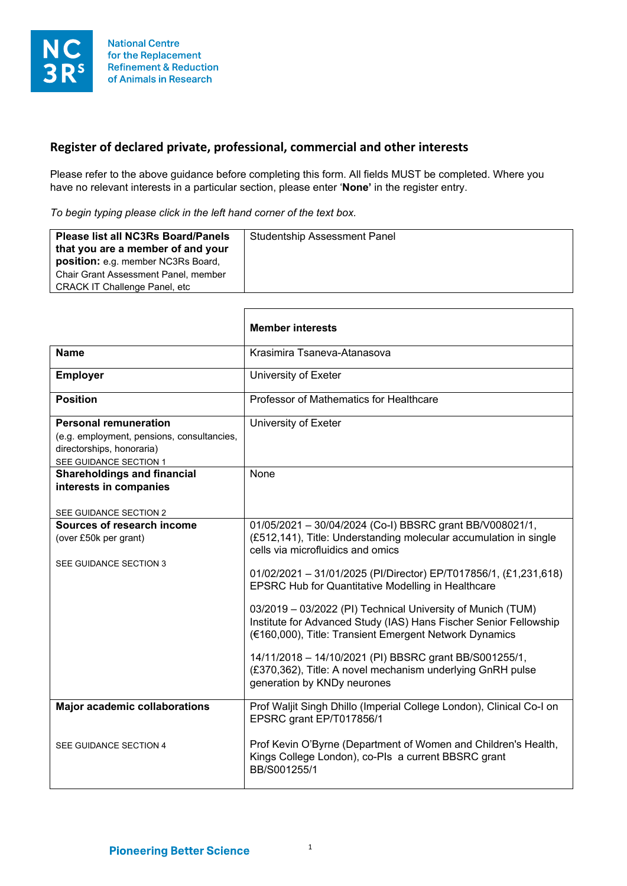National Centre for the Replacement Refinement & Reduction of Animals in Research

## Register of declared private, professional, commercial and other interests

Please refer to the above guidance before completing this form. All fields MUST be completed. Where you have no relevant interests in a particular section, please enter '**None'** in the register entry.

*To begin typing please click in the left hand corner of the text box.*

| **Please list all NC3Rs Board/Panels that you are a member of and your position:** e.g. member NC3Rs Board, Chair Grant Assessment Panel, member CRACK IT Challenge Panel, etc | Studentship Assessment Panel |
|---|---|

| | **Member interests** |
|---|---|
| **Name** | Krasimira Tsaneva-Atanasova |
| **Employer** | University of Exeter |
| **Position** | Professor of Mathematics for Healthcare |
| **Personal remuneration** (e.g. employment, pensions, consultancies, directorships, honoraria) SEE GUIDANCE SECTION 1 | University of Exeter |
| **Shareholdings and financial interests in companies** SEE GUIDANCE SECTION 2 | None |
| **Sources of research income** (over £50k per grant) SEE GUIDANCE SECTION 3 | 01/05/2021 – 30/04/2024 (Co-I) BBSRC grant BB/V008021/1, (£512,141), Title: Understanding molecular accumulation in single cells via microfluidics and omics<br><br>01/02/2021 – 31/01/2025 (PI/Director) EP/T017856/1, (£1,231,618) EPSRC Hub for Quantitative Modelling in Healthcare<br><br>03/2019 – 03/2022 (PI) Technical University of Munich (TUM) Institute for Advanced Study (IAS) Hans Fischer Senior Fellowship (€160,000), Title: Transient Emergent Network Dynamics<br><br>14/11/2018 – 14/10/2021 (PI) BBSRC grant BB/S001255/1, (£370,362), Title: A novel mechanism underlying GnRH pulse generation by KNDy neurones |
| **Major academic collaborations** SEE GUIDANCE SECTION 4 | Prof Waljit Singh Dhillo (Imperial College London), Clinical Co-I on EPSRC grant EP/T017856/1<br><br>Prof Kevin O'Byrne (Department of Women and Children's Health, Kings College London), co-PIs a current BBSRC grant BB/S001255/1 |

Pioneering Better Science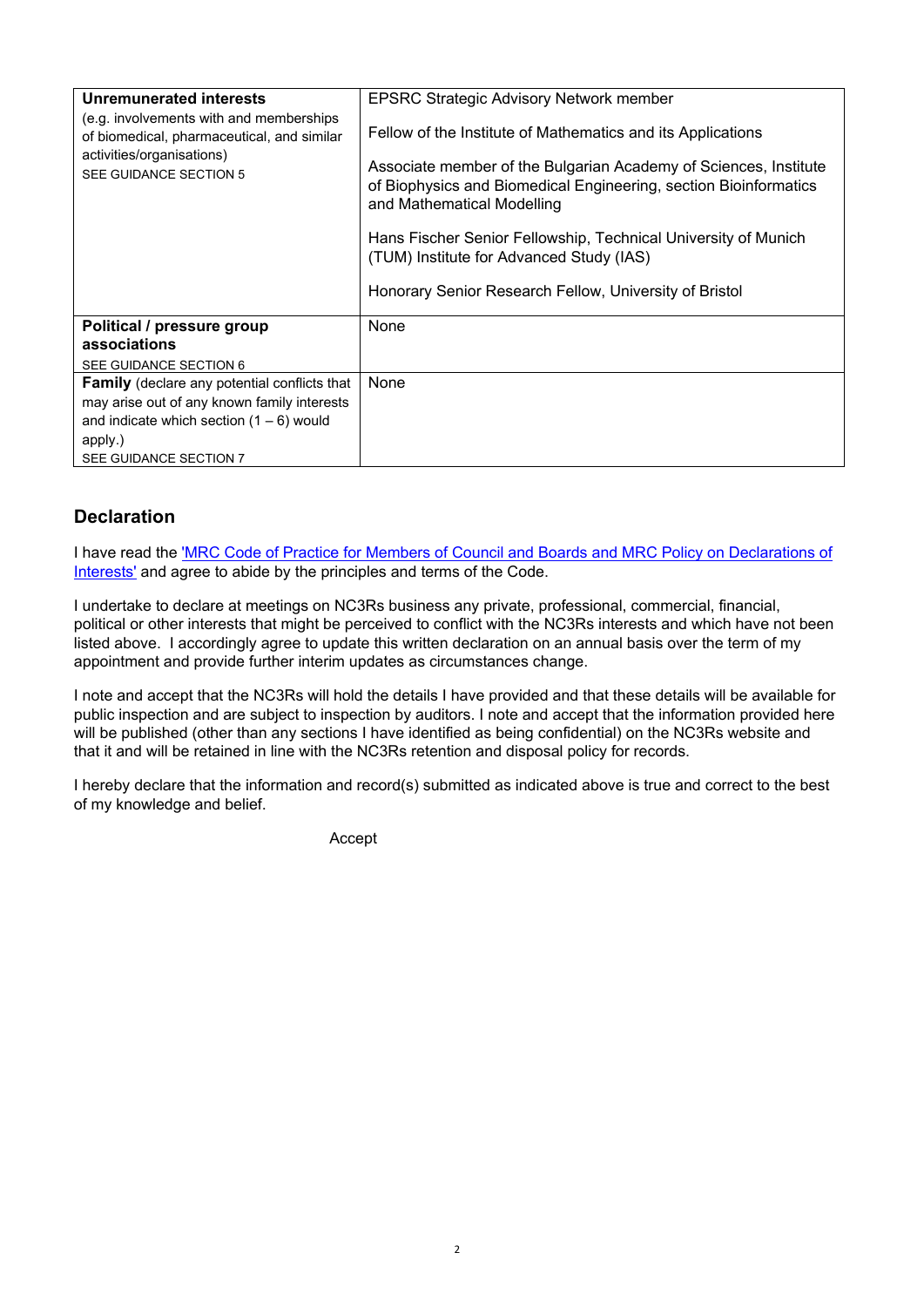| | |
|---|---|
| **Unremunerated interests**<br>(e.g. involvements with and memberships of biomedical, pharmaceutical, and similar activities/organisations)<br>SEE GUIDANCE SECTION 5 | EPSRC Strategic Advisory Network member<br><br>Fellow of the Institute of Mathematics and its Applications<br><br>Associate member of the Bulgarian Academy of Sciences, Institute of Biophysics and Biomedical Engineering, section Bioinformatics and Mathematical Modelling<br><br>Hans Fischer Senior Fellowship, Technical University of Munich (TUM) Institute for Advanced Study (IAS)<br><br>Honorary Senior Research Fellow, University of Bristol |
| **Political / pressure group associations**<br>SEE GUIDANCE SECTION 6 | None |
| **Family** (declare any potential conflicts that may arise out of any known family interests and indicate which section (1 – 6) would apply.)<br>SEE GUIDANCE SECTION 7 | None |

## Declaration

I have read the 'MRC Code of Practice for Members of Council and Boards and MRC Policy on Declarations of Interests' and agree to abide by the principles and terms of the Code.

I undertake to declare at meetings on NC3Rs business any private, professional, commercial, financial, political or other interests that might be perceived to conflict with the NC3Rs interests and which have not been listed above. I accordingly agree to update this written declaration on an annual basis over the term of my appointment and provide further interim updates as circumstances change.

I note and accept that the NC3Rs will hold the details I have provided and that these details will be available for public inspection and are subject to inspection by auditors. I note and accept that the information provided here will be published (other than any sections I have identified as being confidential) on the NC3Rs website and that it and will be retained in line with the NC3Rs retention and disposal policy for records.

I hereby declare that the information and record(s) submitted as indicated above is true and correct to the best of my knowledge and belief.

Accept